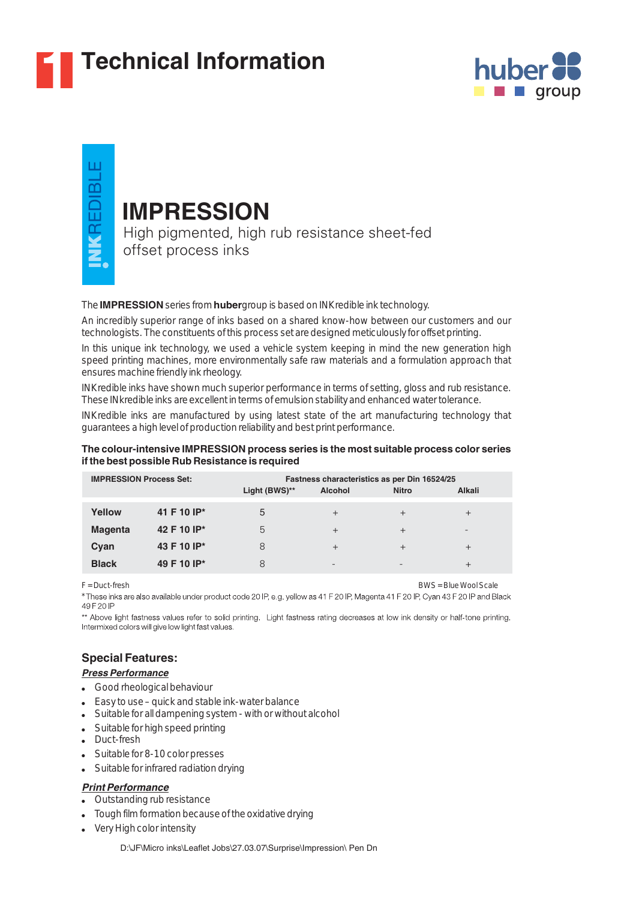# Technical Information

INKREDIBLE

## IMPRESSION

High pigmented, high rub resistance sheet-fed offset process inks

The **IMPRESSION** series from **huber**group is based on INKredible ink technology.

An incredibly superior range of inks based on a shared know-how between our customers and our technologists. The constituents of this process set are designed meticulously for offset printing.

In this unique ink technology, we used a vehicle system keeping in mind the new generation high speed printing machines, more environmentally safe raw materials and a formulation approach that ensures machine friendly ink rheology.

INKredible inks have shown much superior performance in terms of setting, gloss and rub resistance. These INkredible inks are excellent in terms of emulsion stability and enhanced water tolerance.

INKredible inks are manufactured by using latest state of the art manufacturing technology that guarantees a high level of production reliability and best print performance.

**The colour-intensive IMPRESSION process series is the most suitable process color series if the best possible Rub Resistance is required**

| IMPRESSION Process Set: | | Fastness characteristics as per Din 16524/25 | | | |
|---|---|---|---|---|---|
| | | Light (BWS)** | Alcohol | Nitro | Alkali |
| Yellow | 41 F 10 IP* | 5 | + | + | + |
| Magenta | 42 F 10 IP* | 5 | + | + | - |
| Cyan | 43 F 10 IP* | 8 | + | + | + |
| Black | 49 F 10 IP* | 8 | - | - | + |

F = Duct-fresh

BWS = Blue Wool Scale

*These inks are also available under product code 20 IP, e.g. yellow as 41 F 20 IP, Magenta 41 F 20 IP, Cyan 43 F 20 IP and Black 49 F 20 IP

** Above light fastness values refer to solid printing. Light fastness rating decreases at low ink density or half-tone printing. Intermixed colors will give low light fast values.

### Special Features:

***Press Performance***

- Good rheological behaviour
- Easy to use – quick and stable ink-water balance
- Suitable for all dampening system - with or without alcohol
- Suitable for high speed printing
- Duct-fresh
- Suitable for 8-10 color presses
- Suitable for infrared radiation drying

***Print Performance***

- Outstanding rub resistance
- Tough film formation because of the oxidative drying
- Very High color intensity

D:\JF\Micro inks\Leaflet Jobs\27.03.07\Surprise\Impression\ Pen Dn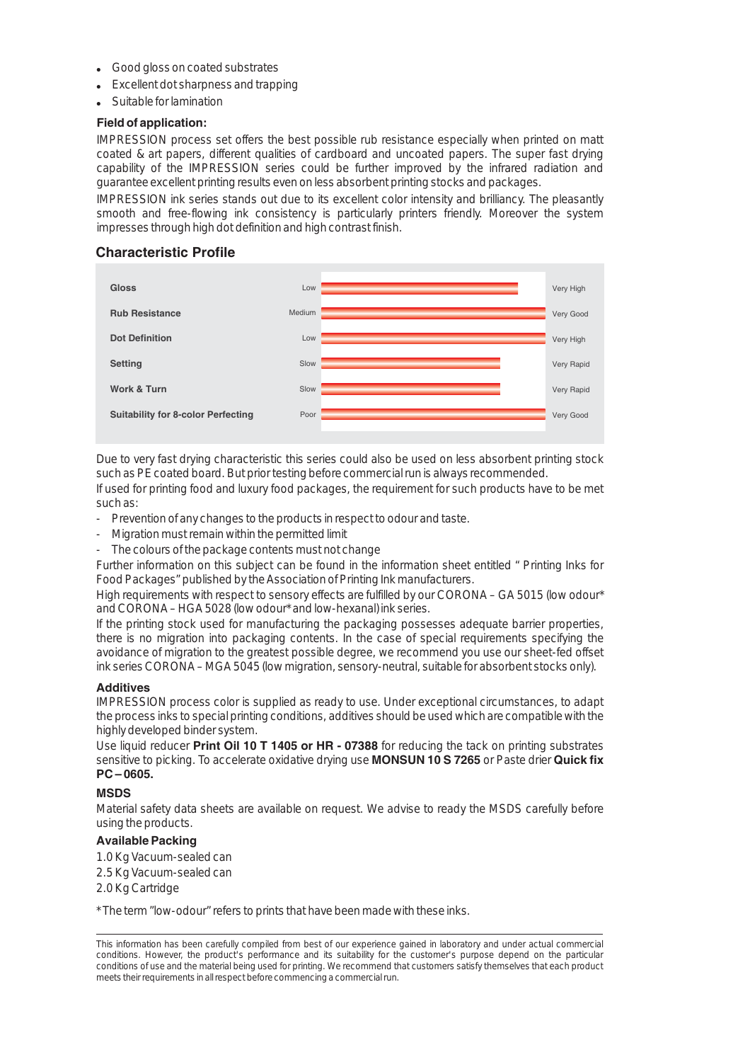- Good gloss on coated substrates
- Excellent dot sharpness and trapping
- Suitable for lamination

**Field of application:**

IMPRESSION process set offers the best possible rub resistance especially when printed on matt coated & art papers, different qualities of cardboard and uncoated papers. The super fast drying capability of the IMPRESSION series could be further improved by the infrared radiation and guarantee excellent printing results even on less absorbent printing stocks and packages.

IMPRESSION ink series stands out due to its excellent color intensity and brilliancy. The pleasantly smooth and free-flowing ink consistency is particularly printers friendly. Moreover the system impresses through high dot definition and high contrast finish.

## Characteristic Profile

Gloss — Low — Very High

Rub Resistance — Medium — Very Good

Dot Definition — Low — Very High

Setting — Slow — Very Rapid

Work & Turn — Slow — Very Rapid

Suitability for 8-color Perfecting — Poor — Very Good

Due to very fast drying characteristic this series could also be used on less absorbent printing stock such as PE coated board. But prior testing before commercial run is always recommended.

If used for printing food and luxury food packages, the requirement for such products have to be met such as:

- Prevention of any changes to the products in respect to odour and taste.
- Migration must remain within the permitted limit
- The colours of the package contents must not change

Further information on this subject can be found in the information sheet entitled " Printing Inks for Food Packages" published by the Association of Printing Ink manufacturers.

High requirements with respect to sensory effects are fulfilled by our CORONA – GA 5015 (low odour* and CORONA – HGA 5028 (low odour* and low-hexanal) ink series.

If the printing stock used for manufacturing the packaging possesses adequate barrier properties, there is no migration into packaging contents. In the case of special requirements specifying the avoidance of migration to the greatest possible degree, we recommend you use our sheet-fed offset ink series CORONA – MGA 5045 (low migration, sensory-neutral, suitable for absorbent stocks only).

**Additives**

IMPRESSION process color is supplied as ready to use. Under exceptional circumstances, to adapt the process inks to special printing conditions, additives should be used which are compatible with the highly developed binder system.

Use liquid reducer **Print Oil 10 T 1405 or HR - 07388** for reducing the tack on printing substrates sensitive to picking. To accelerate oxidative drying use **MONSUN 10 S 7265** or Paste drier **Quick fix PC – 0605.**

**MSDS**

Material safety data sheets are available on request. We advise to ready the MSDS carefully before using the products.

**Available Packing**

1.0 Kg Vacuum-sealed can

2.5 Kg Vacuum-sealed can

2.0 Kg Cartridge

*The term "low-odour" refers to prints that have been made with these inks.

This information has been carefully compiled from best of our experience gained in laboratory and under actual commercial conditions. However, the product's performance and its suitability for the customer's purpose depend on the particular conditions of use and the material being used for printing. We recommend that customers satisfy themselves that each product meets their requirements in all respect before commencing a commercial run.